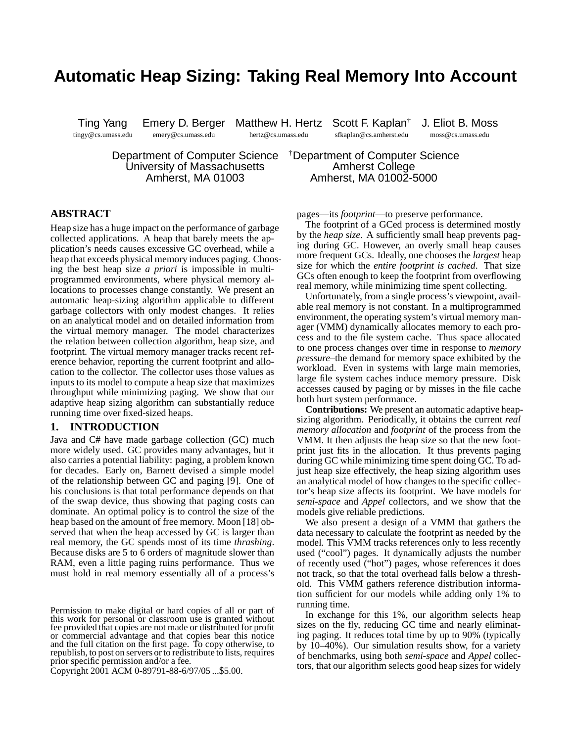# Automatic Heap Sizing: Taking Real Memory Into Account

Ting Yang — tingy@cs.umass.edu
Emery D. Berger — emery@cs.umass.edu
Matthew H. Hertz — hertz@cs.umass.edu
Scott F. Kaplan[†] — sfkaplan@cs.amherst.edu
J. Eliot B. Moss — moss@cs.umass.edu

Department of Computer Science, University of Massachusetts, Amherst, MA 01003

[†]Department of Computer Science, Amherst College, Amherst, MA 01002-5000

## ABSTRACT

Heap size has a huge impact on the performance of garbage collected applications. A heap that barely meets the application's needs causes excessive GC overhead, while a heap that exceeds physical memory induces paging. Choosing the best heap size *a priori* is impossible in multiprogrammed environments, where physical memory allocations to processes change constantly. We present an automatic heap-sizing algorithm applicable to different garbage collectors with only modest changes. It relies on an analytical model and on detailed information from the virtual memory manager. The model characterizes the relation between collection algorithm, heap size, and footprint. The virtual memory manager tracks recent reference behavior, reporting the current footprint and allocation to the collector. The collector uses those values as inputs to its model to compute a heap size that maximizes throughput while minimizing paging. We show that our adaptive heap sizing algorithm can substantially reduce running time over fixed-sized heaps.

## 1. INTRODUCTION

Java and C# have made garbage collection (GC) much more widely used. GC provides many advantages, but it also carries a potential liability: paging, a problem known for decades. Early on, Barnett devised a simple model of the relationship between GC and paging [9]. One of his conclusions is that total performance depends on that of the swap device, thus showing that paging costs can dominate. An optimal policy is to control the size of the heap based on the amount of free memory. Moon [18] observed that when the heap accessed by GC is larger than real memory, the GC spends most of its time *thrashing*. Because disks are 5 to 6 orders of magnitude slower than RAM, even a little paging ruins performance. Thus we must hold in real memory essentially all of a process's pages—its *footprint*—to preserve performance.

The footprint of a GCed process is determined mostly by the *heap size*. A sufficiently small heap prevents paging during GC. However, an overly small heap causes more frequent GCs. Ideally, one chooses the *largest* heap size for which the *entire footprint is cached*. That size GCs often enough to keep the footprint from overflowing real memory, while minimizing time spent collecting.

Unfortunately, from a single process's viewpoint, available real memory is not constant. In a multiprogrammed environment, the operating system's virtual memory manager (VMM) dynamically allocates memory to each process and to the file system cache. Thus space allocated to one process changes over time in response to *memory pressure*–the demand for memory space exhibited by the workload. Even in systems with large main memories, large file system caches induce memory pressure. Disk accesses caused by paging or by misses in the file cache both hurt system performance.

**Contributions:** We present an automatic adaptive heap-sizing algorithm. Periodically, it obtains the current *real memory allocation* and *footprint* of the process from the VMM. It then adjusts the heap size so that the new footprint just fits in the allocation. It thus prevents paging during GC while minimizing time spent doing GC. To adjust heap size effectively, the heap sizing algorithm uses an analytical model of how changes to the specific collector's heap size affects its footprint. We have models for *semi-space* and *Appel* collectors, and we show that the models give reliable predictions.

We also present a design of a VMM that gathers the data necessary to calculate the footprint as needed by the model. This VMM tracks references only to less recently used ("cool") pages. It dynamically adjusts the number of recently used ("hot") pages, whose references it does not track, so that the total overhead falls below a threshold. This VMM gathers reference distribution information sufficient for our models while adding only 1% to running time.

In exchange for this 1%, our algorithm selects heap sizes on the fly, reducing GC time and nearly eliminating paging. It reduces total time by up to 90% (typically by 10–40%). Our simulation results show, for a variety of benchmarks, using both *semi-space* and *Appel* collectors, that our algorithm selects good heap sizes for widely

Permission to make digital or hard copies of all or part of this work for personal or classroom use is granted without fee provided that copies are not made or distributed for profit or commercial advantage and that copies bear this notice and the full citation on the first page. To copy otherwise, to republish, to post on servers or to redistribute to lists, requires prior specific permission and/or a fee.
Copyright 2001 ACM 0-89791-88-6/97/05 ...$5.00.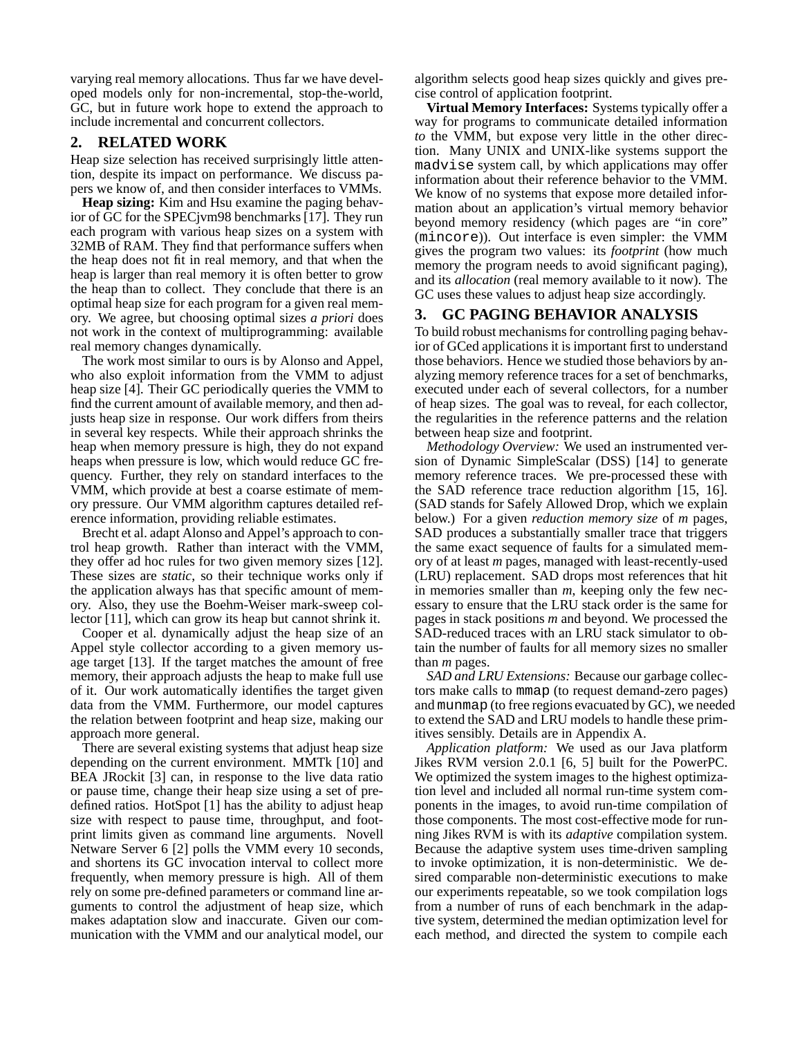varying real memory allocations. Thus far we have developed models only for non-incremental, stop-the-world, GC, but in future work hope to extend the approach to include incremental and concurrent collectors.

## 2. RELATED WORK

Heap size selection has received surprisingly little attention, despite its impact on performance. We discuss papers we know of, and then consider interfaces to VMMs.

**Heap sizing:** Kim and Hsu examine the paging behavior of GC for the SPECjvm98 benchmarks [17]. They run each program with various heap sizes on a system with 32MB of RAM. They find that performance suffers when the heap does not fit in real memory, and that when the heap is larger than real memory it is often better to grow the heap than to collect. They conclude that there is an optimal heap size for each program for a given real memory. We agree, but choosing optimal sizes *a priori* does not work in the context of multiprogramming: available real memory changes dynamically.

The work most similar to ours is by Alonso and Appel, who also exploit information from the VMM to adjust heap size [4]. Their GC periodically queries the VMM to find the current amount of available memory, and then adjusts heap size in response. Our work differs from theirs in several key respects. While their approach shrinks the heap when memory pressure is high, they do not expand heaps when pressure is low, which would reduce GC frequency. Further, they rely on standard interfaces to the VMM, which provide at best a coarse estimate of memory pressure. Our VMM algorithm captures detailed reference information, providing reliable estimates.

Brecht et al. adapt Alonso and Appel's approach to control heap growth. Rather than interact with the VMM, they offer ad hoc rules for two given memory sizes [12]. These sizes are *static*, so their technique works only if the application always has that specific amount of memory. Also, they use the Boehm-Weiser mark-sweep collector [11], which can grow its heap but cannot shrink it.

Cooper et al. dynamically adjust the heap size of an Appel style collector according to a given memory usage target [13]. If the target matches the amount of free memory, their approach adjusts the heap to make full use of it. Our work automatically identifies the target given data from the VMM. Furthermore, our model captures the relation between footprint and heap size, making our approach more general.

There are several existing systems that adjust heap size depending on the current environment. MMTk [10] and BEA JRockit [3] can, in response to the live data ratio or pause time, change their heap size using a set of predefined ratios. HotSpot [1] has the ability to adjust heap size with respect to pause time, throughput, and footprint limits given as command line arguments. Novell Netware Server 6 [2] polls the VMM every 10 seconds, and shortens its GC invocation interval to collect more frequently, when memory pressure is high. All of them rely on some pre-defined parameters or command line arguments to control the adjustment of heap size, which makes adaptation slow and inaccurate. Given our communication with the VMM and our analytical model, our algorithm selects good heap sizes quickly and gives precise control of application footprint.

**Virtual Memory Interfaces:** Systems typically offer a way for programs to communicate detailed information *to* the VMM, but expose very little in the other direction. Many UNIX and UNIX-like systems support the `madvise` system call, by which applications may offer information about their reference behavior to the VMM. We know of no systems that expose more detailed information about an application's virtual memory behavior beyond memory residency (which pages are "in core" (`mincore`)). Out interface is even simpler: the VMM gives the program two values: its *footprint* (how much memory the program needs to avoid significant paging), and its *allocation* (real memory available to it now). The GC uses these values to adjust heap size accordingly.

## 3. GC PAGING BEHAVIOR ANALYSIS

To build robust mechanisms for controlling paging behavior of GCed applications it is important first to understand those behaviors. Hence we studied those behaviors by analyzing memory reference traces for a set of benchmarks, executed under each of several collectors, for a number of heap sizes. The goal was to reveal, for each collector, the regularities in the reference patterns and the relation between heap size and footprint.

*Methodology Overview:* We used an instrumented version of Dynamic SimpleScalar (DSS) [14] to generate memory reference traces. We pre-processed these with the SAD reference trace reduction algorithm [15, 16]. (SAD stands for Safely Allowed Drop, which we explain below.) For a given *reduction memory size* of *m* pages, SAD produces a substantially smaller trace that triggers the same exact sequence of faults for a simulated memory of at least *m* pages, managed with least-recently-used (LRU) replacement. SAD drops most references that hit in memories smaller than *m*, keeping only the few necessary to ensure that the LRU stack order is the same for pages in stack positions *m* and beyond. We processed the SAD-reduced traces with an LRU stack simulator to obtain the number of faults for all memory sizes no smaller than *m* pages.

*SAD and LRU Extensions:* Because our garbage collectors make calls to `mmap` (to request demand-zero pages) and `munmap` (to free regions evacuated by GC), we needed to extend the SAD and LRU models to handle these primitives sensibly. Details are in Appendix A.

*Application platform:* We used as our Java platform Jikes RVM version 2.0.1 [6, 5] built for the PowerPC. We optimized the system images to the highest optimization level and included all normal run-time system components in the images, to avoid run-time compilation of those components. The most cost-effective mode for running Jikes RVM is with its *adaptive* compilation system. Because the adaptive system uses time-driven sampling to invoke optimization, it is non-deterministic. We desired comparable non-deterministic executions to make our experiments repeatable, so we took compilation logs from a number of runs of each benchmark in the adaptive system, determined the median optimization level for each method, and directed the system to compile each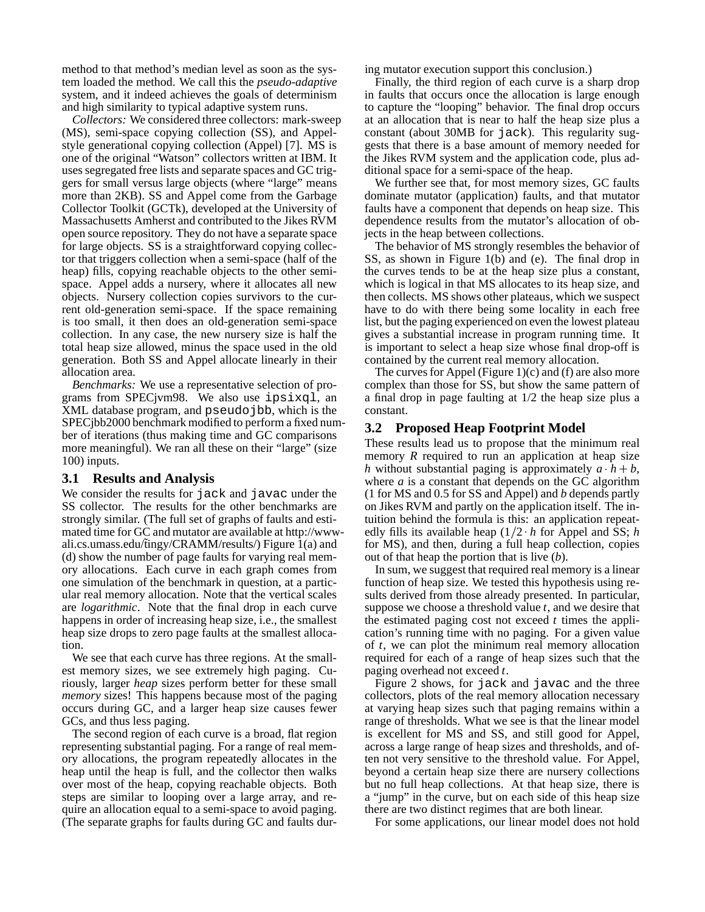method to that method's median level as soon as the system loaded the method. We call this the *pseudo-adaptive* system, and it indeed achieves the goals of determinism and high similarity to typical adaptive system runs.

*Collectors:* We considered three collectors: mark-sweep (MS), semi-space copying collection (SS), and Appel-style generational copying collection (Appel) [7]. MS is one of the original "Watson" collectors written at IBM. It uses segregated free lists and separate spaces and GC triggers for small versus large objects (where "large" means more than 2KB). SS and Appel come from the Garbage Collector Toolkit (GCTk), developed at the University of Massachusetts Amherst and contributed to the Jikes RVM open source repository. They do not have a separate space for large objects. SS is a straightforward copying collector that triggers collection when a semi-space (half of the heap) fills, copying reachable objects to the other semi-space. Appel adds a nursery, where it allocates all new objects. Nursery collection copies survivors to the current old-generation semi-space. If the space remaining is too small, it then does an old-generation semi-space collection. In any case, the new nursery size is half the total heap size allowed, minus the space used in the old generation. Both SS and Appel allocate linearly in their allocation area.

*Benchmarks:* We use a representative selection of programs from SPECjvm98. We also use `ipsixql`, an XML database program, and `pseudojbb`, which is the SPECjbb2000 benchmark modified to perform a fixed number of iterations (thus making time and GC comparisons more meaningful). We ran all these on their "large" (size 100) inputs.

### 3.1 Results and Analysis

We consider the results for `jack` and `javac` under the SS collector. The results for the other benchmarks are strongly similar. (The full set of graphs of faults and estimated time for GC and mutator are available at http://www-ali.cs.umass.edu/˜tingy/CRAMM/results/) Figure 1(a) and (d) show the number of page faults for varying real memory allocations. Each curve in each graph comes from one simulation of the benchmark in question, at a particular real memory allocation. Note that the vertical scales are *logarithmic*. Note that the final drop in each curve happens in order of increasing heap size, i.e., the smallest heap size drops to zero page faults at the smallest allocation.

We see that each curve has three regions. At the smallest memory sizes, we see extremely high paging. Curiously, larger *heap* sizes perform better for these small *memory* sizes! This happens because most of the paging occurs during GC, and a larger heap size causes fewer GCs, and thus less paging.

The second region of each curve is a broad, flat region representing substantial paging. For a range of real memory allocations, the program repeatedly allocates in the heap until the heap is full, and the collector then walks over most of the heap, copying reachable objects. Both steps are similar to looping over a large array, and require an allocation equal to a semi-space to avoid paging. (The separate graphs for faults during GC and faults during mutator execution support this conclusion.)

Finally, the third region of each curve is a sharp drop in faults that occurs once the allocation is large enough to capture the "looping" behavior. The final drop occurs at an allocation that is near to half the heap size plus a constant (about 30MB for `jack`). This regularity suggests that there is a base amount of memory needed for the Jikes RVM system and the application code, plus additional space for a semi-space of the heap.

We further see that, for most memory sizes, GC faults dominate mutator (application) faults, and that mutator faults have a component that depends on heap size. This dependence results from the mutator's allocation of objects in the heap between collections.

The behavior of MS strongly resembles the behavior of SS, as shown in Figure 1(b) and (e). The final drop in the curves tends to be at the heap size plus a constant, which is logical in that MS allocates to its heap size, and then collects. MS shows other plateaus, which we suspect have to do with there being some locality in each free list, but the paging experienced on even the lowest plateau gives a substantial increase in program running time. It is important to select a heap size whose final drop-off is contained by the current real memory allocation.

The curves for Appel (Figure 1)(c) and (f) are also more complex than those for SS, but show the same pattern of a final drop in page faulting at 1/2 the heap size plus a constant.

### 3.2 Proposed Heap Footprint Model

These results lead us to propose that the minimum real memory $R$ required to run an application at heap size $h$ without substantial paging is approximately $a \cdot h + b$, where $a$ is a constant that depends on the GC algorithm (1 for MS and 0.5 for SS and Appel) and $b$ depends partly on Jikes RVM and partly on the application itself. The intuition behind the formula is this: an application repeatedly fills its available heap ($1/2 \cdot h$ for Appel and SS; $h$ for MS), and then, during a full heap collection, copies out of that heap the portion that is live ($b$).

In sum, we suggest that required real memory is a linear function of heap size. We tested this hypothesis using results derived from those already presented. In particular, suppose we choose a threshold value $t$, and we desire that the estimated paging cost not exceed $t$ times the application's running time with no paging. For a given value of $t$, we can plot the minimum real memory allocation required for each of a range of heap sizes such that the paging overhead not exceed $t$.

Figure 2 shows, for `jack` and `javac` and the three collectors, plots of the real memory allocation necessary at varying heap sizes such that paging remains within a range of thresholds. What we see is that the linear model is excellent for MS and SS, and still good for Appel, across a large range of heap sizes and thresholds, and often not very sensitive to the threshold value. For Appel, beyond a certain heap size there are nursery collections but no full heap collections. At that heap size, there is a "jump" in the curve, but on each side of this heap size there are two distinct regimes that are both linear.

For some applications, our linear model does not hold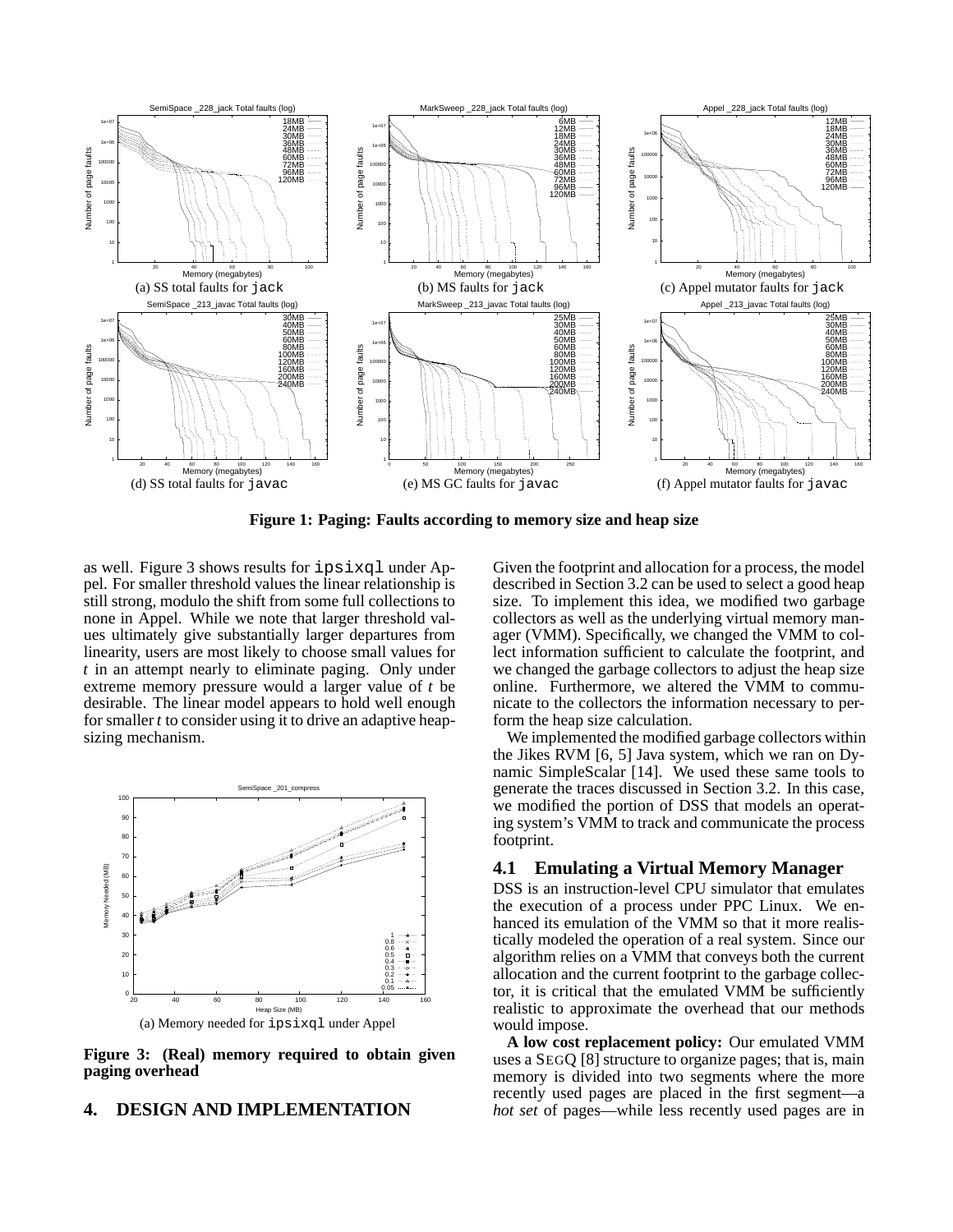(a) SS total faults for jack

(b) MS faults for jack

(c) Appel mutator faults for jack

(d) SS total faults for javac

(e) MS GC faults for javac

(f) Appel mutator faults for javac

**Figure 1: Paging: Faults according to memory size and heap size**

as well. Figure 3 shows results for ipsixql under Appel. For smaller threshold values the linear relationship is still strong, modulo the shift from some full collections to none in Appel. While we note that larger threshold values ultimately give substantially larger departures from linearity, users are most likely to choose small values for $t$ in an attempt nearly to eliminate paging. Only under extreme memory pressure would a larger value of $t$ be desirable. The linear model appears to hold well enough for smaller $t$ to consider using it to drive an adaptive heap-sizing mechanism.

(a) Memory needed for ipsixql under Appel

**Figure 3: (Real) memory required to obtain given paging overhead**

## 4. DESIGN AND IMPLEMENTATION

Given the footprint and allocation for a process, the model described in Section 3.2 can be used to select a good heap size. To implement this idea, we modified two garbage collectors as well as the underlying virtual memory manager (VMM). Specifically, we changed the VMM to collect information sufficient to calculate the footprint, and we changed the garbage collectors to adjust the heap size online. Furthermore, we altered the VMM to communicate to the collectors the information necessary to perform the heap size calculation.

We implemented the modified garbage collectors within the Jikes RVM [6, 5] Java system, which we ran on Dynamic SimpleScalar [14]. We used these same tools to generate the traces discussed in Section 3.2. In this case, we modified the portion of DSS that models an operating system's VMM to track and communicate the process footprint.

### 4.1 Emulating a Virtual Memory Manager

DSS is an instruction-level CPU simulator that emulates the execution of a process under PPC Linux. We enhanced its emulation of the VMM so that it more realistically modeled the operation of a real system. Since our algorithm relies on a VMM that conveys both the current allocation and the current footprint to the garbage collector, it is critical that the emulated VMM be sufficiently realistic to approximate the overhead that our methods would impose.

**A low cost replacement policy:** Our emulated VMM uses a SEGQ [8] structure to organize pages; that is, main memory is divided into two segments where the more recently used pages are placed in the first segment—a *hot set* of pages—while less recently used pages are in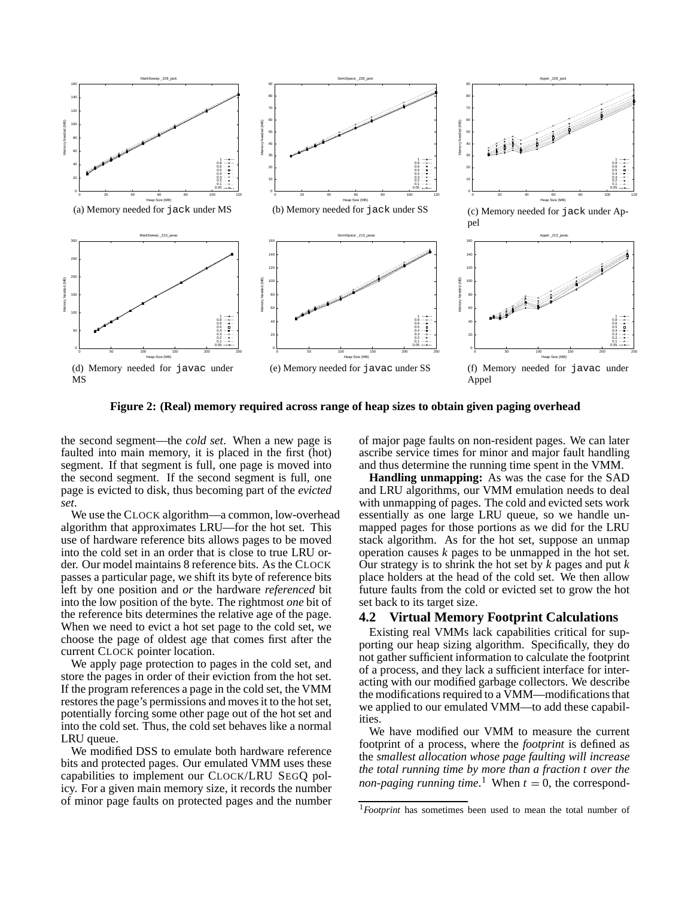(a) Memory needed for jack under MS

(b) Memory needed for jack under SS

(c) Memory needed for jack under Appel

(d) Memory needed for javac under MS

(e) Memory needed for javac under SS

(f) Memory needed for javac under Appel

**Figure 2: (Real) memory required across range of heap sizes to obtain given paging overhead**

the second segment—the *cold set*. When a new page is faulted into main memory, it is placed in the first (hot) segment. If that segment is full, one page is moved into the second segment. If the second segment is full, one page is evicted to disk, thus becoming part of the *evicted set*.

We use the CLOCK algorithm—a common, low-overhead algorithm that approximates LRU—for the hot set. This use of hardware reference bits allows pages to be moved into the cold set in an order that is close to true LRU order. Our model maintains 8 reference bits. As the CLOCK passes a particular page, we shift its byte of reference bits left by one position and *or* the hardware *referenced* bit into the low position of the byte. The rightmost *one* bit of the reference bits determines the relative age of the page. When we need to evict a hot set page to the cold set, we choose the page of oldest age that comes first after the current CLOCK pointer location.

We apply page protection to pages in the cold set, and store the pages in order of their eviction from the hot set. If the program references a page in the cold set, the VMM restores the page's permissions and moves it to the hot set, potentially forcing some other page out of the hot set and into the cold set. Thus, the cold set behaves like a normal LRU queue.

We modified DSS to emulate both hardware reference bits and protected pages. Our emulated VMM uses these capabilities to implement our CLOCK/LRU SEGQ policy. For a given main memory size, it records the number of minor page faults on protected pages and the number of major page faults on non-resident pages. We can later ascribe service times for minor and major fault handling and thus determine the running time spent in the VMM.

**Handling unmapping:** As was the case for the SAD and LRU algorithms, our VMM emulation needs to deal with unmapping of pages. The cold and evicted sets work essentially as one large LRU queue, so we handle unmapped pages for those portions as we did for the LRU stack algorithm. As for the hot set, suppose an unmap operation causes $k$ pages to be unmapped in the hot set. Our strategy is to shrink the hot set by $k$ pages and put $k$ place holders at the head of the cold set. We then allow future faults from the cold or evicted set to grow the hot set back to its target size.

## 4.2 Virtual Memory Footprint Calculations

Existing real VMMs lack capabilities critical for supporting our heap sizing algorithm. Specifically, they do not gather sufficient information to calculate the footprint of a process, and they lack a sufficient interface for interacting with our modified garbage collectors. We describe the modifications required to a VMM—modifications that we applied to our emulated VMM—to add these capabilities.

We have modified our VMM to measure the current footprint of a process, where the *footprint* is defined as the *smallest allocation whose page faulting will increase the total running time by more than a fraction $t$ over the non-paging running time.*[1] When $t = 0$, the correspond-

[1] *Footprint* has sometimes been used to mean the total number of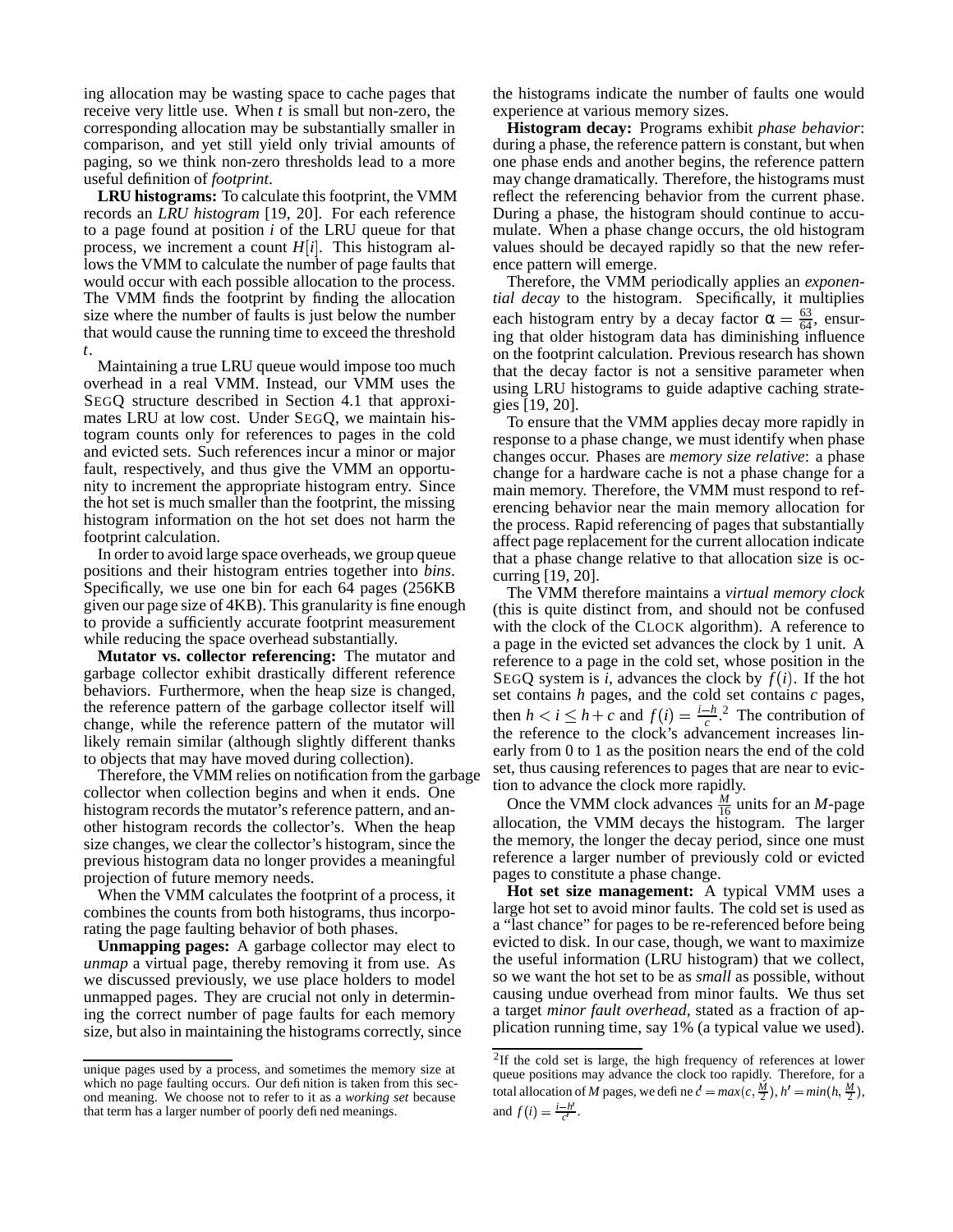ing allocation may be wasting space to cache pages that receive very little use. When $t$ is small but non-zero, the corresponding allocation may be substantially smaller in comparison, and yet still yield only trivial amounts of paging, so we think non-zero thresholds lead to a more useful definition of *footprint*.

**LRU histograms:** To calculate this footprint, the VMM records an *LRU histogram* [19, 20]. For each reference to a page found at position $i$ of the LRU queue for that process, we increment a count $H[i]$. This histogram allows the VMM to calculate the number of page faults that would occur with each possible allocation to the process. The VMM finds the footprint by finding the allocation size where the number of faults is just below the number that would cause the running time to exceed the threshold $t$.

Maintaining a true LRU queue would impose too much overhead in a real VMM. Instead, our VMM uses the SEGQ structure described in Section 4.1 that approximates LRU at low cost. Under SEGQ, we maintain histogram counts only for references to pages in the cold and evicted sets. Such references incur a minor or major fault, respectively, and thus give the VMM an opportunity to increment the appropriate histogram entry. Since the hot set is much smaller than the footprint, the missing histogram information on the hot set does not harm the footprint calculation.

In order to avoid large space overheads, we group queue positions and their histogram entries together into *bins*. Specifically, we use one bin for each 64 pages (256KB given our page size of 4KB). This granularity is fine enough to provide a sufficiently accurate footprint measurement while reducing the space overhead substantially.

**Mutator vs. collector referencing:** The mutator and garbage collector exhibit drastically different reference behaviors. Furthermore, when the heap size is changed, the reference pattern of the garbage collector itself will change, while the reference pattern of the mutator will likely remain similar (although slightly different thanks to objects that may have moved during collection).

Therefore, the VMM relies on notification from the garbage collector when collection begins and when it ends. One histogram records the mutator's reference pattern, and another histogram records the collector's. When the heap size changes, we clear the collector's histogram, since the previous histogram data no longer provides a meaningful projection of future memory needs.

When the VMM calculates the footprint of a process, it combines the counts from both histograms, thus incorporating the page faulting behavior of both phases.

**Unmapping pages:** A garbage collector may elect to *unmap* a virtual page, thereby removing it from use. As we discussed previously, we use place holders to model unmapped pages. They are crucial not only in determining the correct number of page faults for each memory size, but also in maintaining the histograms correctly, since the histograms indicate the number of faults one would experience at various memory sizes.

**Histogram decay:** Programs exhibit *phase behavior*: during a phase, the reference pattern is constant, but when one phase ends and another begins, the reference pattern may change dramatically. Therefore, the histograms must reflect the referencing behavior from the current phase. During a phase, the histogram should continue to accumulate. When a phase change occurs, the old histogram values should be decayed rapidly so that the new reference pattern will emerge.

Therefore, the VMM periodically applies an *exponential decay* to the histogram. Specifically, it multiplies each histogram entry by a decay factor $\alpha = \frac{63}{64}$, ensuring that older histogram data has diminishing influence on the footprint calculation. Previous research has shown that the decay factor is not a sensitive parameter when using LRU histograms to guide adaptive caching strategies [19, 20].

To ensure that the VMM applies decay more rapidly in response to a phase change, we must identify when phase changes occur. Phases are *memory size relative*: a phase change for a hardware cache is not a phase change for a main memory. Therefore, the VMM must respond to referencing behavior near the main memory allocation for the process. Rapid referencing of pages that substantially affect page replacement for the current allocation indicate that a phase change relative to that allocation size is occurring [19, 20].

The VMM therefore maintains a *virtual memory clock* (this is quite distinct from, and should not be confused with the clock of the CLOCK algorithm). A reference to a page in the evicted set advances the clock by 1 unit. A reference to a page in the cold set, whose position in the SEGQ system is $i$, advances the clock by $f(i)$. If the hot set contains $h$ pages, and the cold set contains $c$ pages, then $h < i \leq h + c$ and $f(i) = \frac{i-h}{c}$.[2] The contribution of the reference to the clock's advancement increases linearly from 0 to 1 as the position nears the end of the cold set, thus causing references to pages that are near to eviction to advance the clock more rapidly.

Once the VMM clock advances $\frac{M}{16}$ units for an $M$-page allocation, the VMM decays the histogram. The larger the memory, the longer the decay period, since one must reference a larger number of previously cold or evicted pages to constitute a phase change.

**Hot set size management:** A typical VMM uses a large hot set to avoid minor faults. The cold set is used as a "last chance" for pages to be re-referenced before being evicted to disk. In our case, though, we want to maximize the useful information (LRU histogram) that we collect, so we want the hot set to be as *small* as possible, without causing undue overhead from minor faults. We thus set a target *minor fault overhead*, stated as a fraction of application running time, say 1% (a typical value we used).

---

unique pages used by a process, and sometimes the memory size at which no page faulting occurs. Our definition is taken from this second meaning. We choose not to refer to it as a *working set* because that term has a larger number of poorly defined meanings.

[2] If the cold set is large, the high frequency of references at lower queue positions may advance the clock too rapidly. Therefore, for a total allocation of $M$ pages, we define $c' = max(c, \frac{M}{2})$, $h' = min(h, \frac{M}{2})$, and $f(i) = \frac{i-h'}{c'}$.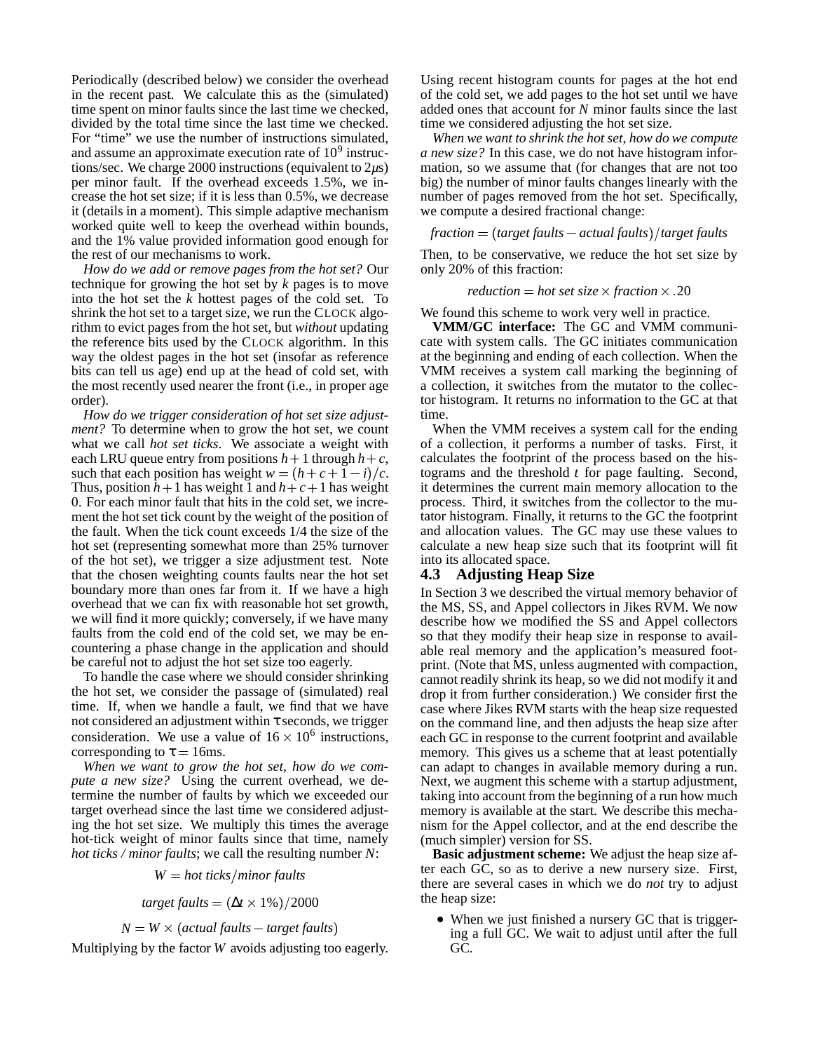Periodically (described below) we consider the overhead in the recent past. We calculate this as the (simulated) time spent on minor faults since the last time we checked, divided by the total time since the last time we checked. For "time" we use the number of instructions simulated, and assume an approximate execution rate of $10^9$ instructions/sec. We charge 2000 instructions (equivalent to $2\mu s$) per minor fault. If the overhead exceeds 1.5%, we increase the hot set size; if it is less than 0.5%, we decrease it (details in a moment). This simple adaptive mechanism worked quite well to keep the overhead within bounds, and the 1% value provided information good enough for the rest of our mechanisms to work.

*How do we add or remove pages from the hot set?* Our technique for growing the hot set by $k$ pages is to move into the hot set the $k$ hottest pages of the cold set. To shrink the hot set to a target size, we run the CLOCK algorithm to evict pages from the hot set, but *without* updating the reference bits used by the CLOCK algorithm. In this way the oldest pages in the hot set (insofar as reference bits can tell us age) end up at the head of cold set, with the most recently used nearer the front (i.e., in proper age order).

*How do we trigger consideration of hot set size adjustment?* To determine when to grow the hot set, we count what we call *hot set ticks*. We associate a weight with each LRU queue entry from positions $h+1$ through $h+c$, such that each position has weight $w = (h+c+1-i)/c$. Thus, position $h+1$ has weight 1 and $h+c+1$ has weight 0. For each minor fault that hits in the cold set, we increment the hot set tick count by the weight of the position of the fault. When the tick count exceeds 1/4 the size of the hot set (representing somewhat more than 25% turnover of the hot set), we trigger a size adjustment test. Note that the chosen weighting counts faults near the hot set boundary more than ones far from it. If we have a high overhead that we can fix with reasonable hot set growth, we will find it more quickly; conversely, if we have many faults from the cold end of the cold set, we may be encountering a phase change in the application and should be careful not to adjust the hot set size too eagerly.

To handle the case where we should consider shrinking the hot set, we consider the passage of (simulated) real time. If, when we handle a fault, we find that we have not considered an adjustment within $\tau$ seconds, we trigger consideration. We use a value of $16 \times 10^6$ instructions, corresponding to $\tau = 16$ms.

*When we want to grow the hot set, how do we compute a new size?* Using the current overhead, we determine the number of faults by which we exceeded our target overhead since the last time we considered adjusting the hot set size. We multiply this times the average hot-tick weight of minor faults since that time, namely *hot ticks / minor faults*; we call the resulting number $N$:

$$W = \textit{hot ticks}/\textit{minor faults}$$

$$\textit{target faults} = (\Delta t \times 1\%)/2000$$

$$N = W \times (\textit{actual faults} - \textit{target faults})$$

Multiplying by the factor $W$ avoids adjusting too eagerly. Using recent histogram counts for pages at the hot end of the cold set, we add pages to the hot set until we have added ones that account for $N$ minor faults since the last time we considered adjusting the hot set size.

*When we want to shrink the hot set, how do we compute a new size?* In this case, we do not have histogram information, so we assume that (for changes that are not too big) the number of minor faults changes linearly with the number of pages removed from the hot set. Specifically, we compute a desired fractional change:

$$\textit{fraction} = (\textit{target faults} - \textit{actual faults})/\textit{target faults}$$

Then, to be conservative, we reduce the hot set size by only 20% of this fraction:

$$\textit{reduction} = \textit{hot set size} \times \textit{fraction} \times .20$$

We found this scheme to work very well in practice.

**VMM/GC interface:** The GC and VMM communicate with system calls. The GC initiates communication at the beginning and ending of each collection. When the VMM receives a system call marking the beginning of a collection, it switches from the mutator to the collector histogram. It returns no information to the GC at that time.

When the VMM receives a system call for the ending of a collection, it performs a number of tasks. First, it calculates the footprint of the process based on the histograms and the threshold $t$ for page faulting. Second, it determines the current main memory allocation to the process. Third, it switches from the collector to the mutator histogram. Finally, it returns to the GC the footprint and allocation values. The GC may use these values to calculate a new heap size such that its footprint will fit into its allocated space.

### 4.3 Adjusting Heap Size

In Section 3 we described the virtual memory behavior of the MS, SS, and Appel collectors in Jikes RVM. We now describe how we modified the SS and Appel collectors so that they modify their heap size in response to available real memory and the application's measured footprint. (Note that MS, unless augmented with compaction, cannot readily shrink its heap, so we did not modify it and drop it from further consideration.) We consider first the case where Jikes RVM starts with the heap size requested on the command line, and then adjusts the heap size after each GC in response to the current footprint and available memory. This gives us a scheme that at least potentially can adapt to changes in available memory during a run. Next, we augment this scheme with a startup adjustment, taking into account from the beginning of a run how much memory is available at the start. We describe this mechanism for the Appel collector, and at the end describe the (much simpler) version for SS.

**Basic adjustment scheme:** We adjust the heap size after each GC, so as to derive a new nursery size. First, there are several cases in which we do *not* try to adjust the heap size:

- When we just finished a nursery GC that is triggering a full GC. We wait to adjust until after the full GC.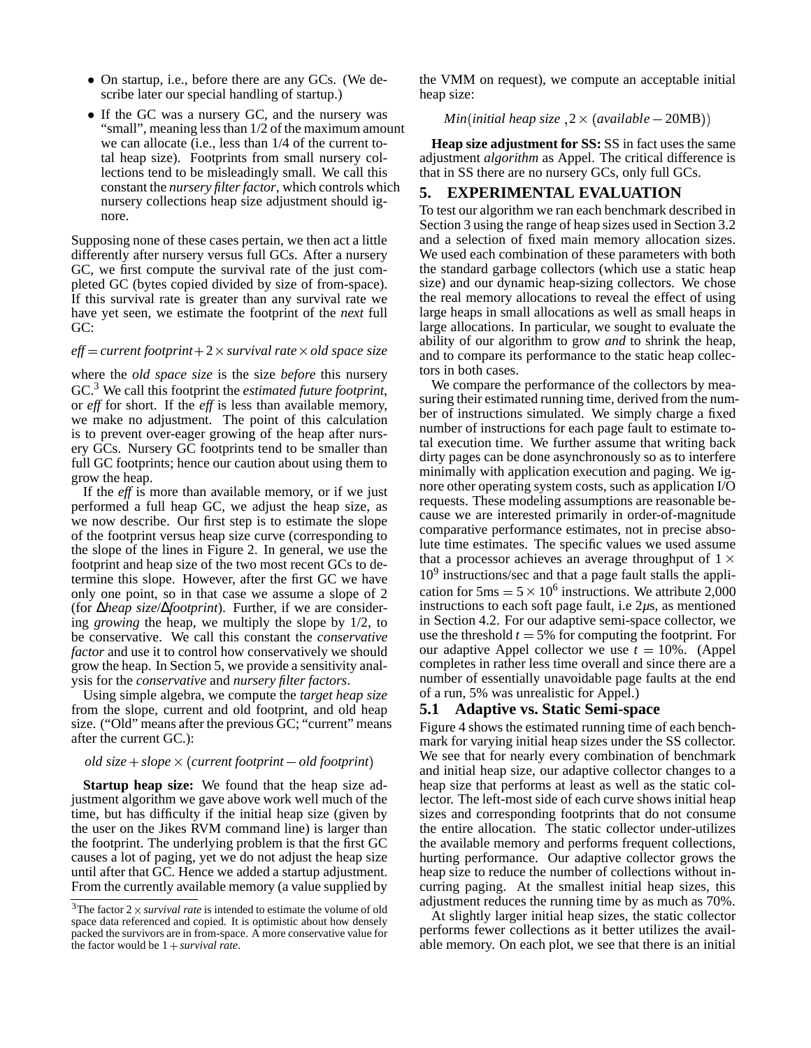- On startup, i.e., before there are any GCs. (We describe later our special handling of startup.)
- If the GC was a nursery GC, and the nursery was "small", meaning less than 1/2 of the maximum amount we can allocate (i.e., less than 1/4 of the current total heap size). Footprints from small nursery collections tend to be misleadingly small. We call this constant the *nursery filter factor*, which controls which nursery collections heap size adjustment should ignore.

Supposing none of these cases pertain, we then act a little differently after nursery versus full GCs. After a nursery GC, we first compute the survival rate of the just completed GC (bytes copied divided by size of from-space). If this survival rate is greater than any survival rate we have yet seen, we estimate the footprint of the *next* full GC:

$$\textit{eff} = \textit{current footprint} + 2 \times \textit{survival rate} \times \textit{old space size}$$

where the *old space size* is the size *before* this nursery GC.[3] We call this footprint the *estimated future footprint*, or *eff* for short. If the *eff* is less than available memory, we make no adjustment. The point of this calculation is to prevent over-eager growing of the heap after nursery GCs. Nursery GC footprints tend to be smaller than full GC footprints; hence our caution about using them to grow the heap.

If the *eff* is more than available memory, or if we just performed a full heap GC, we adjust the heap size, as we now describe. Our first step is to estimate the slope of the footprint versus heap size curve (corresponding to the slope of the lines in Figure 2. In general, we use the footprint and heap size of the two most recent GCs to determine this slope. However, after the first GC we have only one point, so in that case we assume a slope of 2 (for $\Delta$*heap size*/$\Delta$*footprint*). Further, if we are considering *growing* the heap, we multiply the slope by 1/2, to be conservative. We call this constant the *conservative factor* and use it to control how conservatively we should grow the heap. In Section 5, we provide a sensitivity analysis for the *conservative* and *nursery filter factors*.

Using simple algebra, we compute the *target heap size* from the slope, current and old footprint, and old heap size. ("Old" means after the previous GC; "current" means after the current GC.):

$$\textit{old size} + \textit{slope} \times (\textit{current footprint} - \textit{old footprint})$$

**Startup heap size:** We found that the heap size adjustment algorithm we gave above work well much of the time, but has difficulty if the initial heap size (given by the user on the Jikes RVM command line) is larger than the footprint. The underlying problem is that the first GC causes a lot of paging, yet we do not adjust the heap size until after that GC. Hence we added a startup adjustment. From the currently available memory (a value supplied by the VMM on request), we compute an acceptable initial heap size:

$$\textit{Min}(\textit{initial heap size}\ , 2 \times (\textit{available} - 20\text{MB}))$$

**Heap size adjustment for SS:** SS in fact uses the same adjustment *algorithm* as Appel. The critical difference is that in SS there are no nursery GCs, only full GCs.

[3] The factor $2 \times$ *survival rate* is intended to estimate the volume of old space data referenced and copied. It is optimistic about how densely packed the survivors are in from-space. A more conservative value for the factor would be $1 +$ *survival rate*.

## 5. EXPERIMENTAL EVALUATION

To test our algorithm we ran each benchmark described in Section 3 using the range of heap sizes used in Section 3.2 and a selection of fixed main memory allocation sizes. We used each combination of these parameters with both the standard garbage collectors (which use a static heap size) and our dynamic heap-sizing collectors. We chose the real memory allocations to reveal the effect of using large heaps in small allocations as well as small heaps in large allocations. In particular, we sought to evaluate the ability of our algorithm to grow *and* to shrink the heap, and to compare its performance to the static heap collectors in both cases.

We compare the performance of the collectors by measuring their estimated running time, derived from the number of instructions simulated. We simply charge a fixed number of instructions for each page fault to estimate total execution time. We further assume that writing back dirty pages can be done asynchronously so as to interfere minimally with application execution and paging. We ignore other operating system costs, such as application I/O requests. These modeling assumptions are reasonable because we are interested primarily in order-of-magnitude comparative performance estimates, not in precise absolute time estimates. The specific values we used assume that a processor achieves an average throughput of $1 \times 10^9$ instructions/sec and that a page fault stalls the application for $5\text{ms} = 5 \times 10^6$ instructions. We attribute 2,000 instructions to each soft page fault, i.e $2\mu$s, as mentioned in Section 4.2. For our adaptive semi-space collector, we use the threshold $t = 5\%$ for computing the footprint. For our adaptive Appel collector we use $t = 10\%$. (Appel completes in rather less time overall and since there are a number of essentially unavoidable page faults at the end of a run, 5% was unrealistic for Appel.)

### 5.1 Adaptive vs. Static Semi-space

Figure 4 shows the estimated running time of each benchmark for varying initial heap sizes under the SS collector. We see that for nearly every combination of benchmark and initial heap size, our adaptive collector changes to a heap size that performs at least as well as the static collector. The left-most side of each curve shows initial heap sizes and corresponding footprints that do not consume the entire allocation. The static collector under-utilizes the available memory and performs frequent collections, hurting performance. Our adaptive collector grows the heap size to reduce the number of collections without incurring paging. At the smallest initial heap sizes, this adjustment reduces the running time by as much as 70%.

At slightly larger initial heap sizes, the static collector performs fewer collections as it better utilizes the available memory. On each plot, we see that there is an initial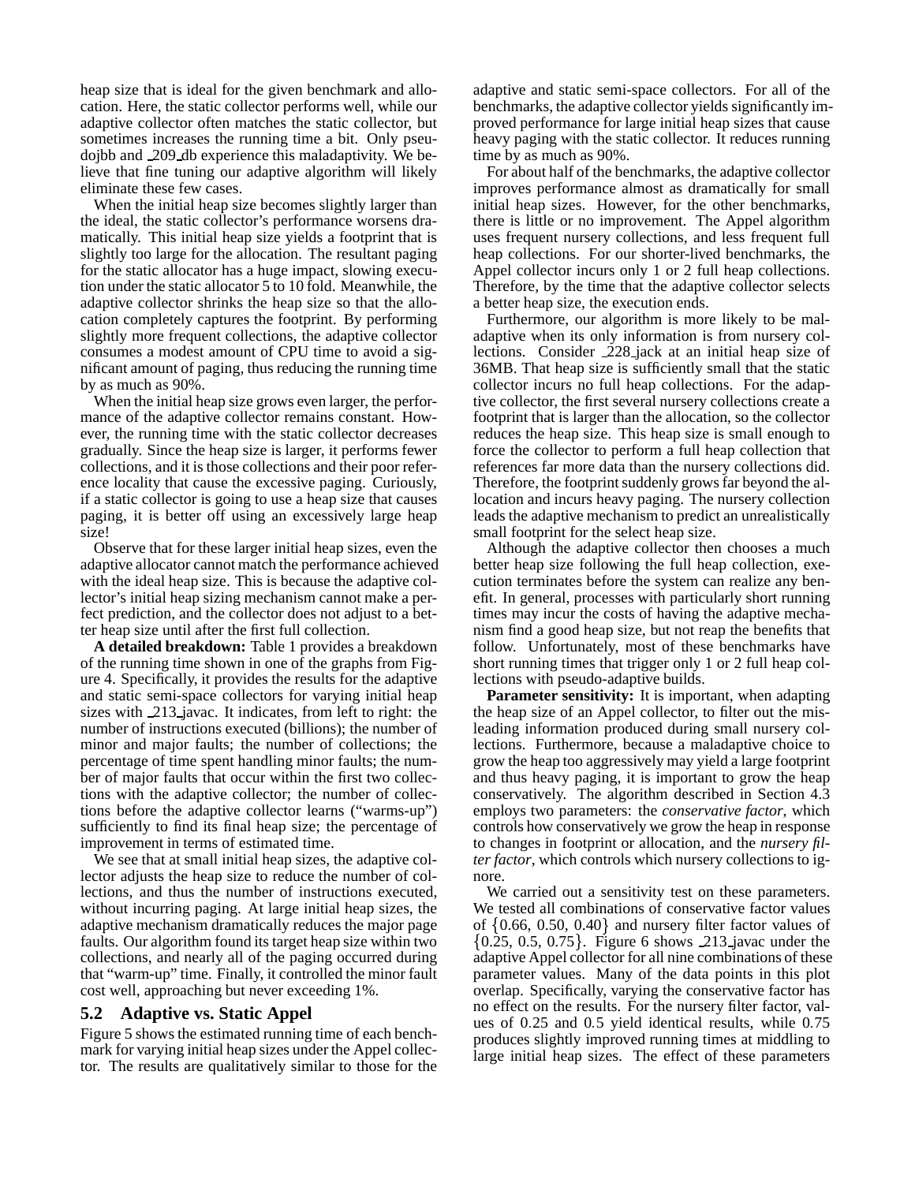heap size that is ideal for the given benchmark and allocation. Here, the static collector performs well, while our adaptive collector often matches the static collector, but sometimes increases the running time a bit. Only pseudojbb and _209_db experience this maladaptivity. We believe that fine tuning our adaptive algorithm will likely eliminate these few cases.

When the initial heap size becomes slightly larger than the ideal, the static collector's performance worsens dramatically. This initial heap size yields a footprint that is slightly too large for the allocation. The resultant paging for the static allocator has a huge impact, slowing execution under the static allocator 5 to 10 fold. Meanwhile, the adaptive collector shrinks the heap size so that the allocation completely captures the footprint. By performing slightly more frequent collections, the adaptive collector consumes a modest amount of CPU time to avoid a significant amount of paging, thus reducing the running time by as much as 90%.

When the initial heap size grows even larger, the performance of the adaptive collector remains constant. However, the running time with the static collector decreases gradually. Since the heap size is larger, it performs fewer collections, and it is those collections and their poor reference locality that cause the excessive paging. Curiously, if a static collector is going to use a heap size that causes paging, it is better off using an excessively large heap size!

Observe that for these larger initial heap sizes, even the adaptive allocator cannot match the performance achieved with the ideal heap size. This is because the adaptive collector's initial heap sizing mechanism cannot make a perfect prediction, and the collector does not adjust to a better heap size until after the first full collection.

**A detailed breakdown:** Table 1 provides a breakdown of the running time shown in one of the graphs from Figure 4. Specifically, it provides the results for the adaptive and static semi-space collectors for varying initial heap sizes with _213_javac. It indicates, from left to right: the number of instructions executed (billions); the number of minor and major faults; the number of collections; the percentage of time spent handling minor faults; the number of major faults that occur within the first two collections with the adaptive collector; the number of collections before the adaptive collector learns ("warms-up") sufficiently to find its final heap size; the percentage of improvement in terms of estimated time.

We see that at small initial heap sizes, the adaptive collector adjusts the heap size to reduce the number of collections, and thus the number of instructions executed, without incurring paging. At large initial heap sizes, the adaptive mechanism dramatically reduces the major page faults. Our algorithm found its target heap size within two collections, and nearly all of the paging occurred during that "warm-up" time. Finally, it controlled the minor fault cost well, approaching but never exceeding 1%.

## 5.2 Adaptive vs. Static Appel

Figure 5 shows the estimated running time of each benchmark for varying initial heap sizes under the Appel collector. The results are qualitatively similar to those for the adaptive and static semi-space collectors. For all of the benchmarks, the adaptive collector yields significantly improved performance for large initial heap sizes that cause heavy paging with the static collector. It reduces running time by as much as 90%.

For about half of the benchmarks, the adaptive collector improves performance almost as dramatically for small initial heap sizes. However, for the other benchmarks, there is little or no improvement. The Appel algorithm uses frequent nursery collections, and less frequent full heap collections. For our shorter-lived benchmarks, the Appel collector incurs only 1 or 2 full heap collections. Therefore, by the time that the adaptive collector selects a better heap size, the execution ends.

Furthermore, our algorithm is more likely to be maladaptive when its only information is from nursery collections. Consider _228_jack at an initial heap size of 36MB. That heap size is sufficiently small that the static collector incurs no full heap collections. For the adaptive collector, the first several nursery collections create a footprint that is larger than the allocation, so the collector reduces the heap size. This heap size is small enough to force the collector to perform a full heap collection that references far more data than the nursery collections did. Therefore, the footprint suddenly grows far beyond the allocation and incurs heavy paging. The nursery collection leads the adaptive mechanism to predict an unrealistically small footprint for the select heap size.

Although the adaptive collector then chooses a much better heap size following the full heap collection, execution terminates before the system can realize any benefit. In general, processes with particularly short running times may incur the costs of having the adaptive mechanism find a good heap size, but not reap the benefits that follow. Unfortunately, most of these benchmarks have short running times that trigger only 1 or 2 full heap collections with pseudo-adaptive builds.

**Parameter sensitivity:** It is important, when adapting the heap size of an Appel collector, to filter out the misleading information produced during small nursery collections. Furthermore, because a maladaptive choice to grow the heap too aggressively may yield a large footprint and thus heavy paging, it is important to grow the heap conservatively. The algorithm described in Section 4.3 employs two parameters: the *conservative factor*, which controls how conservatively we grow the heap in response to changes in footprint or allocation, and the *nursery filter factor*, which controls which nursery collections to ignore.

We carried out a sensitivity test on these parameters. We tested all combinations of conservative factor values of $\{0.66, 0.50, 0.40\}$ and nursery filter factor values of $\{0.25, 0.5, 0.75\}$. Figure 6 shows _213_javac under the adaptive Appel collector for all nine combinations of these parameter values. Many of the data points in this plot overlap. Specifically, varying the conservative factor has no effect on the results. For the nursery filter factor, values of 0.25 and 0.5 yield identical results, while 0.75 produces slightly improved running times at middling to large initial heap sizes. The effect of these parameters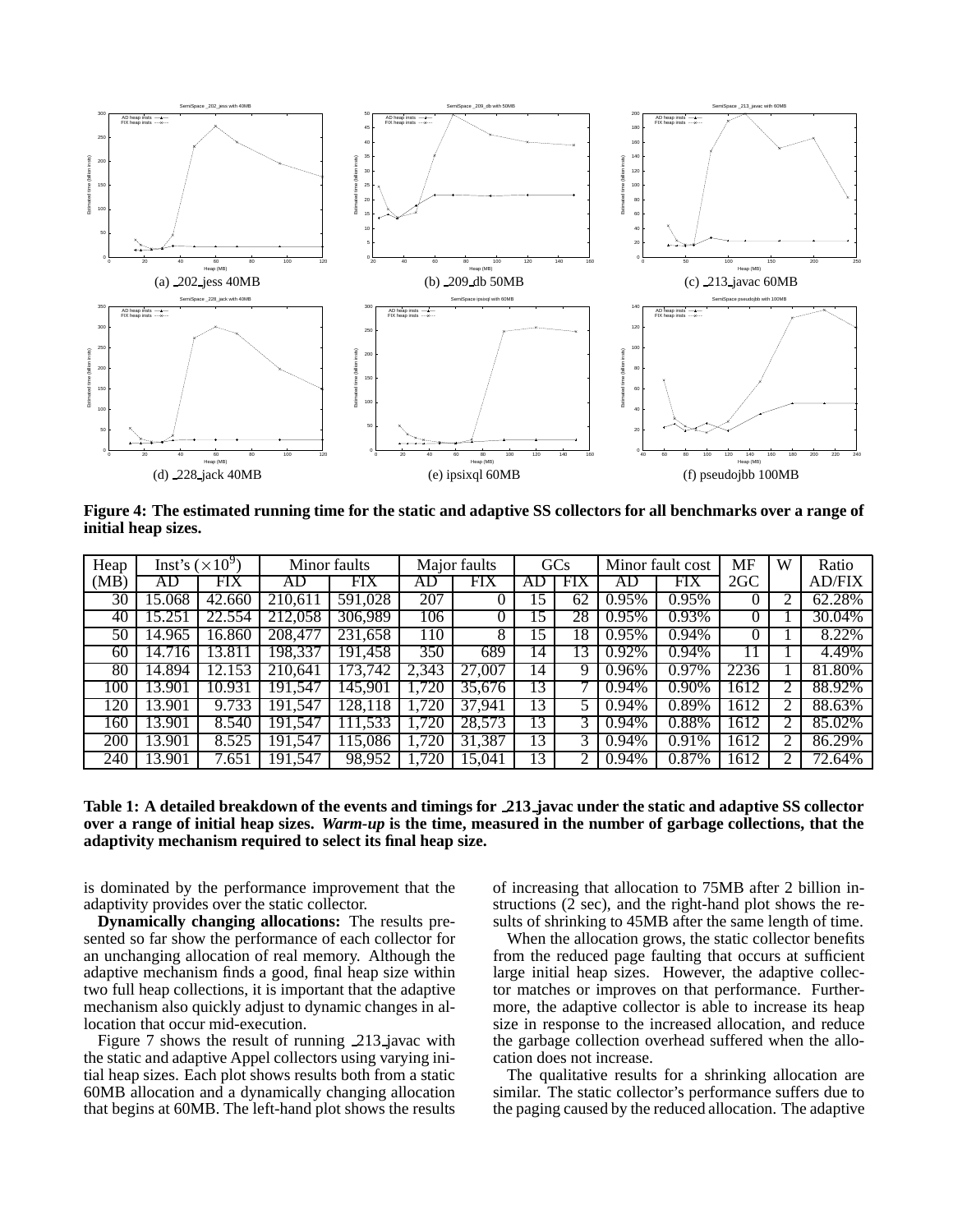(a) _202_jess 40MB

(b) _209_db 50MB

(c) _213_javac 60MB

(d) _228_jack 40MB

(e) ipsixql 60MB

(f) pseudojbb 100MB

**Figure 4: The estimated running time for the static and adaptive SS collectors for all benchmarks over a range of initial heap sizes.**

| Heap | Inst's ($\times 10^9$) | | Minor faults | | Major faults | | GCs | | Minor fault cost | | MF | W | Ratio |
|---|---|---|---|---|---|---|---|---|---|---|---|---|---|
| (MB) | AD | FIX | AD | FIX | AD | FIX | AD | FIX | AD | FIX | 2GC | | AD/FIX |
| 30 | 15.068 | 42.660 | 210,611 | 591,028 | 207 | 0 | 15 | 62 | 0.95% | 0.95% | 0 | 2 | 62.28% |
| 40 | 15.251 | 22.554 | 212,058 | 306,989 | 106 | 0 | 15 | 28 | 0.95% | 0.93% | 0 | 1 | 30.04% |
| 50 | 14.965 | 16.860 | 208,477 | 231,658 | 110 | 8 | 15 | 18 | 0.95% | 0.94% | 0 | 1 | 8.22% |
| 60 | 14.716 | 13.811 | 198,337 | 191,458 | 350 | 689 | 14 | 13 | 0.92% | 0.94% | 11 | 1 | 4.49% |
| 80 | 14.894 | 12.153 | 210,641 | 173,742 | 2,343 | 27,007 | 14 | 9 | 0.96% | 0.97% | 2236 | 1 | 81.80% |
| 100 | 13.901 | 10.931 | 191,547 | 145,901 | 1,720 | 35,676 | 13 | 7 | 0.94% | 0.90% | 1612 | 2 | 88.92% |
| 120 | 13.901 | 9.733 | 191,547 | 128,118 | 1,720 | 37,941 | 13 | 5 | 0.94% | 0.89% | 1612 | 2 | 88.63% |
| 160 | 13.901 | 8.540 | 191,547 | 111,533 | 1,720 | 28,573 | 13 | 3 | 0.94% | 0.88% | 1612 | 2 | 85.02% |
| 200 | 13.901 | 8.525 | 191,547 | 115,086 | 1,720 | 31,387 | 13 | 3 | 0.94% | 0.91% | 1612 | 2 | 86.29% |
| 240 | 13.901 | 7.651 | 191,547 | 98,952 | 1,720 | 15,041 | 13 | 2 | 0.94% | 0.87% | 1612 | 2 | 72.64% |

**Table 1: A detailed breakdown of the events and timings for _213_javac under the static and adaptive SS collector over a range of initial heap sizes. *Warm-up* is the time, measured in the number of garbage collections, that the adaptivity mechanism required to select its final heap size.**

is dominated by the performance improvement that the adaptivity provides over the static collector.

**Dynamically changing allocations:** The results presented so far show the performance of each collector for an unchanging allocation of real memory. Although the adaptive mechanism finds a good, final heap size within two full heap collections, it is important that the adaptive mechanism also quickly adjust to dynamic changes in allocation that occur mid-execution.

Figure 7 shows the result of running _213_javac with the static and adaptive Appel collectors using varying initial heap sizes. Each plot shows results both from a static 60MB allocation and a dynamically changing allocation that begins at 60MB. The left-hand plot shows the results of increasing that allocation to 75MB after 2 billion instructions (2 sec), and the right-hand plot shows the results of shrinking to 45MB after the same length of time.

When the allocation grows, the static collector benefits from the reduced page faulting that occurs at sufficient large initial heap sizes. However, the adaptive collector matches or improves on that performance. Furthermore, the adaptive collector is able to increase its heap size in response to the increased allocation, and reduce the garbage collection overhead suffered when the allocation does not increase.

The qualitative results for a shrinking allocation are similar. The static collector's performance suffers due to the paging caused by the reduced allocation. The adaptive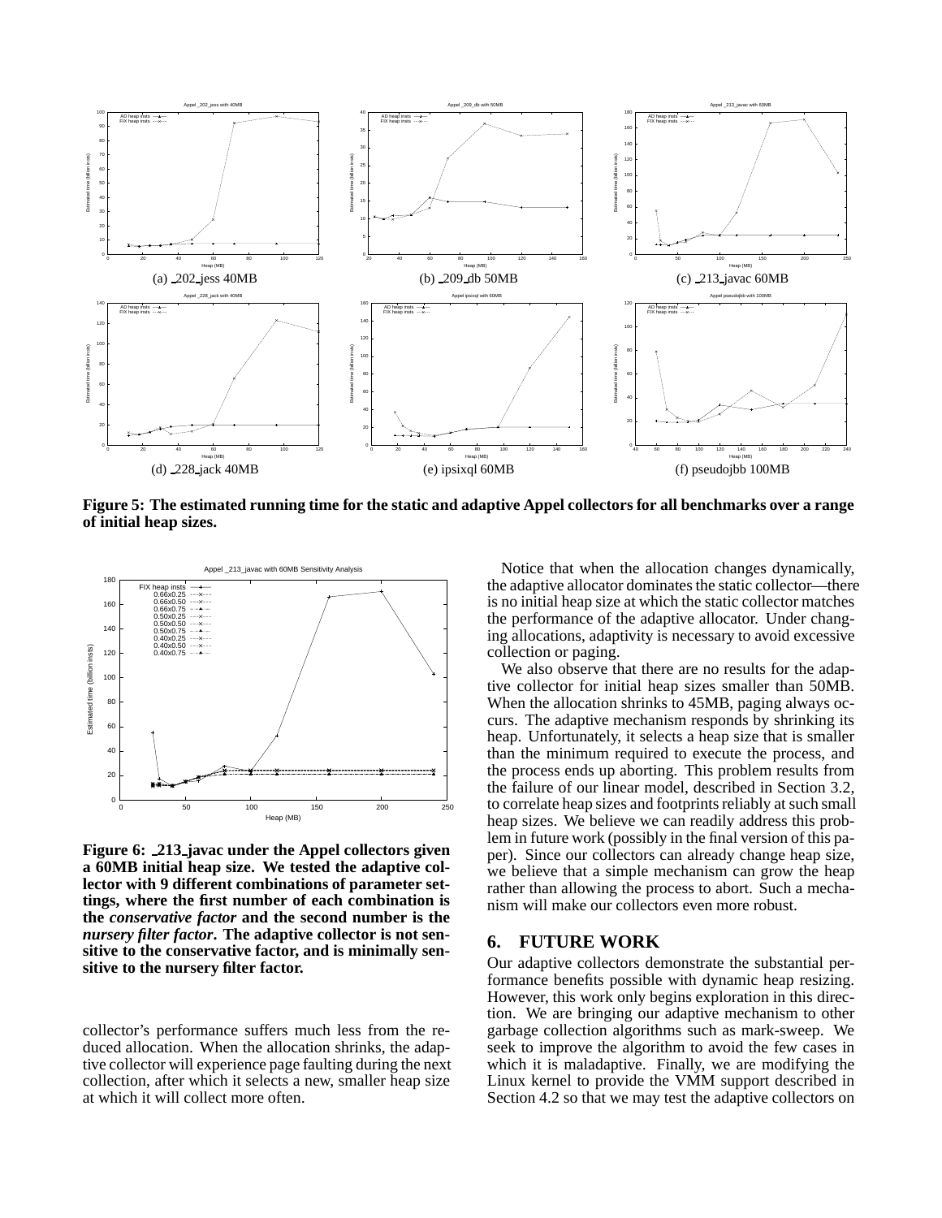(a) _202_jess 40MB

(b) _209_db 50MB

(c) _213_javac 60MB

(d) _228_jack 40MB

(e) ipsixql 60MB

(f) pseudojbb 100MB

**Figure 5: The estimated running time for the static and adaptive Appel collectors for all benchmarks over a range of initial heap sizes.**

**Figure 6: _213_javac under the Appel collectors given a 60MB initial heap size. We tested the adaptive collector with 9 different combinations of parameter settings, where the first number of each combination is the *conservative factor* and the second number is the *nursery filter factor*. The adaptive collector is not sensitive to the conservative factor, and is minimally sensitive to the nursery filter factor.**

collector's performance suffers much less from the reduced allocation. When the allocation shrinks, the adaptive collector will experience page faulting during the next collection, after which it selects a new, smaller heap size at which it will collect more often.

Notice that when the allocation changes dynamically, the adaptive allocator dominates the static collector—there is no initial heap size at which the static collector matches the performance of the adaptive allocator. Under changing allocations, adaptivity is necessary to avoid excessive collection or paging.

We also observe that there are no results for the adaptive collector for initial heap sizes smaller than 50MB. When the allocation shrinks to 45MB, paging always occurs. The adaptive mechanism responds by shrinking its heap. Unfortunately, it selects a heap size that is smaller than the minimum required to execute the process, and the process ends up aborting. This problem results from the failure of our linear model, described in Section 3.2, to correlate heap sizes and footprints reliably at such small heap sizes. We believe we can readily address this problem in future work (possibly in the final version of this paper). Since our collectors can already change heap size, we believe that a simple mechanism can grow the heap rather than allowing the process to abort. Such a mechanism will make our collectors even more robust.

## 6. FUTURE WORK

Our adaptive collectors demonstrate the substantial performance benefits possible with dynamic heap resizing. However, this work only begins exploration in this direction. We are bringing our adaptive mechanism to other garbage collection algorithms such as mark-sweep. We seek to improve the algorithm to avoid the few cases in which it is maladaptive. Finally, we are modifying the Linux kernel to provide the VMM support described in Section 4.2 so that we may test the adaptive collectors on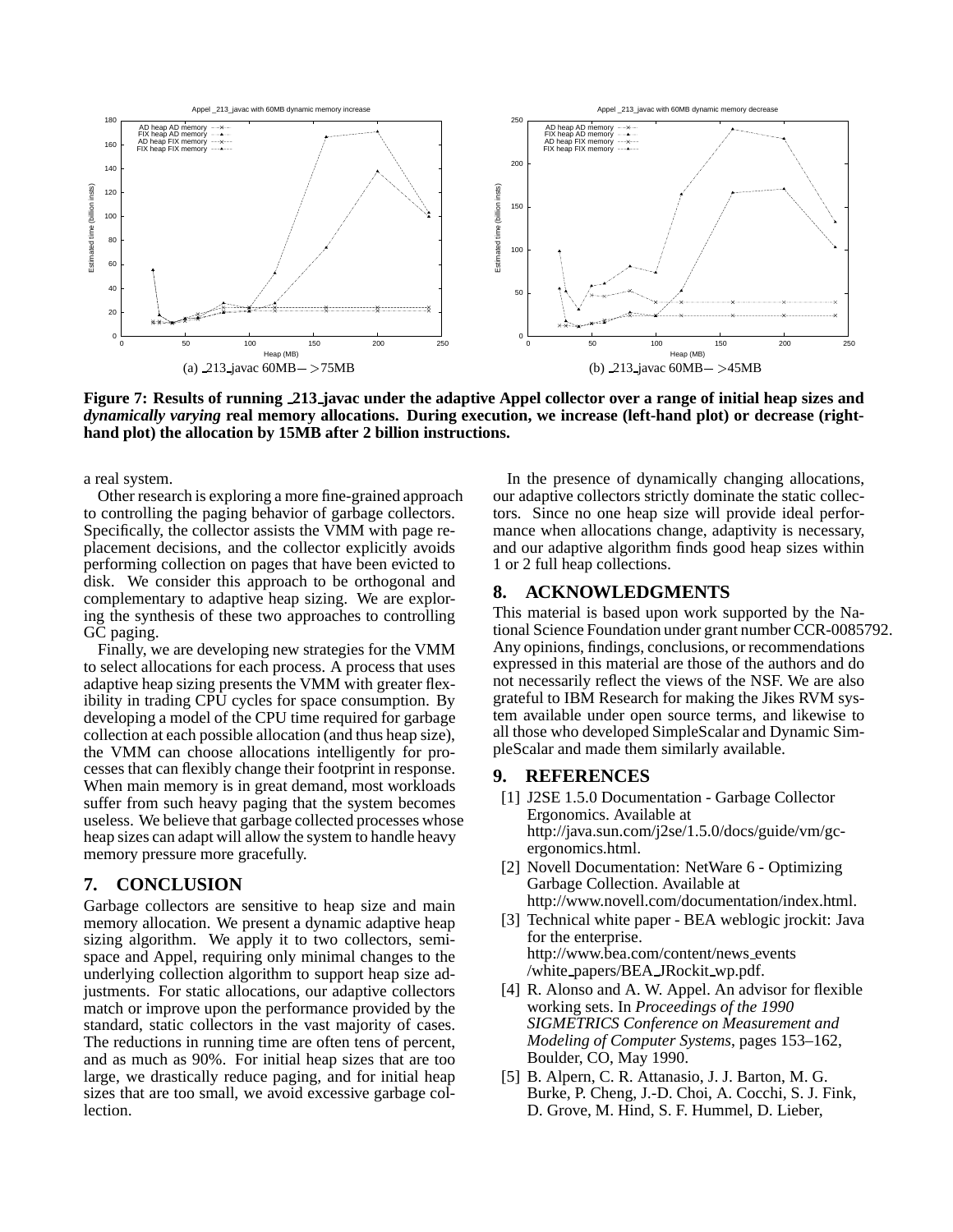(a) _213_javac 60MB−>75MB

(b) _213_javac 60MB−>45MB

**Figure 7: Results of running _213_javac under the adaptive Appel collector over a range of initial heap sizes and *dynamically varying* real memory allocations. During execution, we increase (left-hand plot) or decrease (right-hand plot) the allocation by 15MB after 2 billion instructions.**

a real system.

Other research is exploring a more fine-grained approach to controlling the paging behavior of garbage collectors. Specifically, the collector assists the VMM with page replacement decisions, and the collector explicitly avoids performing collection on pages that have been evicted to disk. We consider this approach to be orthogonal and complementary to adaptive heap sizing. We are exploring the synthesis of these two approaches to controlling GC paging.

Finally, we are developing new strategies for the VMM to select allocations for each process. A process that uses adaptive heap sizing presents the VMM with greater flexibility in trading CPU cycles for space consumption. By developing a model of the CPU time required for garbage collection at each possible allocation (and thus heap size), the VMM can choose allocations intelligently for processes that can flexibly change their footprint in response. When main memory is in great demand, most workloads suffer from such heavy paging that the system becomes useless. We believe that garbage collected processes whose heap sizes can adapt will allow the system to handle heavy memory pressure more gracefully.

## 7. CONCLUSION

Garbage collectors are sensitive to heap size and main memory allocation. We present a dynamic adaptive heap sizing algorithm. We apply it to two collectors, semi-space and Appel, requiring only minimal changes to the underlying collection algorithm to support heap size adjustments. For static allocations, our adaptive collectors match or improve upon the performance provided by the standard, static collectors in the vast majority of cases. The reductions in running time are often tens of percent, and as much as 90%. For initial heap sizes that are too large, we drastically reduce paging, and for initial heap sizes that are too small, we avoid excessive garbage collection.

In the presence of dynamically changing allocations, our adaptive collectors strictly dominate the static collectors. Since no one heap size will provide ideal performance when allocations change, adaptivity is necessary, and our adaptive algorithm finds good heap sizes within 1 or 2 full heap collections.

## 8. ACKNOWLEDGMENTS

This material is based upon work supported by the National Science Foundation under grant number CCR-0085792. Any opinions, findings, conclusions, or recommendations expressed in this material are those of the authors and do not necessarily reflect the views of the NSF. We are also grateful to IBM Research for making the Jikes RVM system available under open source terms, and likewise to all those who developed SimpleScalar and Dynamic SimpleScalar and made them similarly available.

## 9. REFERENCES

[1] J2SE 1.5.0 Documentation - Garbage Collector Ergonomics. Available at http://java.sun.com/j2se/1.5.0/docs/guide/vm/gc-ergonomics.html.

[2] Novell Documentation: NetWare 6 - Optimizing Garbage Collection. Available at http://www.novell.com/documentation/index.html.

[3] Technical white paper - BEA weblogic jrockit: Java for the enterprise. http://www.bea.com/content/news_events/white_papers/BEA_JRockit_wp.pdf.

[4] R. Alonso and A. W. Appel. An advisor for flexible working sets. In *Proceedings of the 1990 SIGMETRICS Conference on Measurement and Modeling of Computer Systems*, pages 153–162, Boulder, CO, May 1990.

[5] B. Alpern, C. R. Attanasio, J. J. Barton, M. G. Burke, P. Cheng, J.-D. Choi, A. Cocchi, S. J. Fink, D. Grove, M. Hind, S. F. Hummel, D. Lieber,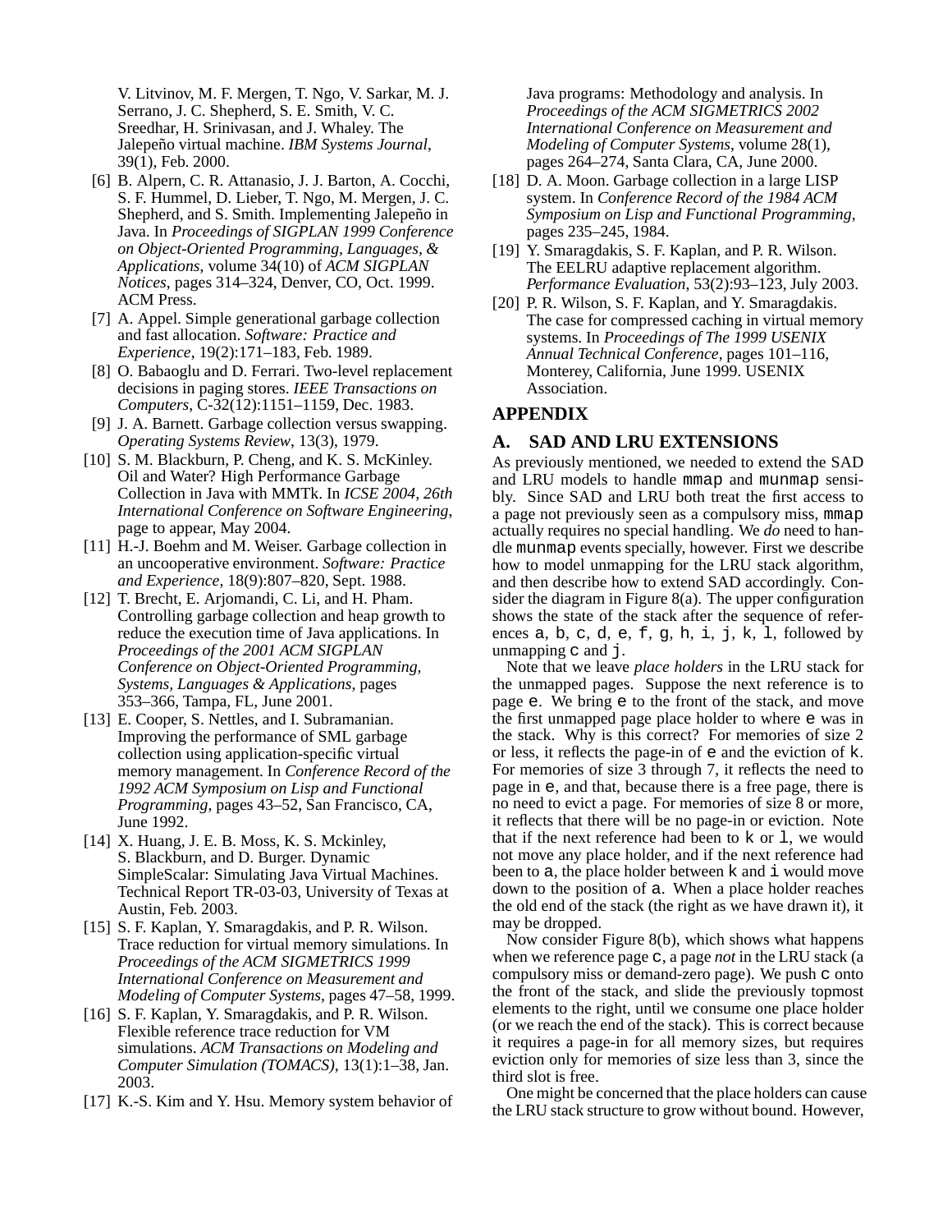V. Litvinov, M. F. Mergen, T. Ngo, V. Sarkar, M. J. Serrano, J. C. Shepherd, S. E. Smith, V. C. Sreedhar, H. Srinivasan, and J. Whaley. The Jalepeño virtual machine. *IBM Systems Journal*, 39(1), Feb. 2000.

[6] B. Alpern, C. R. Attanasio, J. J. Barton, A. Cocchi, S. F. Hummel, D. Lieber, T. Ngo, M. Mergen, J. C. Shepherd, and S. Smith. Implementing Jalepeño in Java. In *Proceedings of SIGPLAN 1999 Conference on Object-Oriented Programming, Languages, & Applications*, volume 34(10) of *ACM SIGPLAN Notices*, pages 314–324, Denver, CO, Oct. 1999. ACM Press.

[7] A. Appel. Simple generational garbage collection and fast allocation. *Software: Practice and Experience*, 19(2):171–183, Feb. 1989.

[8] O. Babaoglu and D. Ferrari. Two-level replacement decisions in paging stores. *IEEE Transactions on Computers*, C-32(12):1151–1159, Dec. 1983.

[9] J. A. Barnett. Garbage collection versus swapping. *Operating Systems Review*, 13(3), 1979.

[10] S. M. Blackburn, P. Cheng, and K. S. McKinley. Oil and Water? High Performance Garbage Collection in Java with MMTk. In *ICSE 2004, 26th International Conference on Software Engineering*, page to appear, May 2004.

[11] H.-J. Boehm and M. Weiser. Garbage collection in an uncooperative environment. *Software: Practice and Experience*, 18(9):807–820, Sept. 1988.

[12] T. Brecht, E. Arjomandi, C. Li, and H. Pham. Controlling garbage collection and heap growth to reduce the execution time of Java applications. In *Proceedings of the 2001 ACM SIGPLAN Conference on Object-Oriented Programming, Systems, Languages & Applications*, pages 353–366, Tampa, FL, June 2001.

[13] E. Cooper, S. Nettles, and I. Subramanian. Improving the performance of SML garbage collection using application-specific virtual memory management. In *Conference Record of the 1992 ACM Symposium on Lisp and Functional Programming*, pages 43–52, San Francisco, CA, June 1992.

[14] X. Huang, J. E. B. Moss, K. S. Mckinley, S. Blackburn, and D. Burger. Dynamic SimpleScalar: Simulating Java Virtual Machines. Technical Report TR-03-03, University of Texas at Austin, Feb. 2003.

[15] S. F. Kaplan, Y. Smaragdakis, and P. R. Wilson. Trace reduction for virtual memory simulations. In *Proceedings of the ACM SIGMETRICS 1999 International Conference on Measurement and Modeling of Computer Systems*, pages 47–58, 1999.

[16] S. F. Kaplan, Y. Smaragdakis, and P. R. Wilson. Flexible reference trace reduction for VM simulations. *ACM Transactions on Modeling and Computer Simulation (TOMACS)*, 13(1):1–38, Jan. 2003.

[17] K.-S. Kim and Y. Hsu. Memory system behavior of Java programs: Methodology and analysis. In *Proceedings of the ACM SIGMETRICS 2002 International Conference on Measurement and Modeling of Computer Systems*, volume 28(1), pages 264–274, Santa Clara, CA, June 2000.

[18] D. A. Moon. Garbage collection in a large LISP system. In *Conference Record of the 1984 ACM Symposium on Lisp and Functional Programming*, pages 235–245, 1984.

[19] Y. Smaragdakis, S. F. Kaplan, and P. R. Wilson. The EELRU adaptive replacement algorithm. *Performance Evaluation*, 53(2):93–123, July 2003.

[20] P. R. Wilson, S. F. Kaplan, and Y. Smaragdakis. The case for compressed caching in virtual memory systems. In *Proceedings of The 1999 USENIX Annual Technical Conference*, pages 101–116, Monterey, California, June 1999. USENIX Association.

## APPENDIX

## A. SAD AND LRU EXTENSIONS

As previously mentioned, we needed to extend the SAD and LRU models to handle `mmap` and `munmap` sensibly. Since SAD and LRU both treat the first access to a page not previously seen as a compulsory miss, `mmap` actually requires no special handling. We *do* need to handle `munmap` events specially, however. First we describe how to model unmapping for the LRU stack algorithm, and then describe how to extend SAD accordingly. Consider the diagram in Figure 8(a). The upper configuration shows the state of the stack after the sequence of references `a`, `b`, `c`, `d`, `e`, `f`, `g`, `h`, `i`, `j`, `k`, `l`, followed by unmapping `c` and `j`.

Note that we leave *place holders* in the LRU stack for the unmapped pages. Suppose the next reference is to page `e`. We bring `e` to the front of the stack, and move the first unmapped page place holder to where `e` was in the stack. Why is this correct? For memories of size 2 or less, it reflects the page-in of `e` and the eviction of `k`. For memories of size 3 through 7, it reflects the need to page in `e`, and that, because there is a free page, there is no need to evict a page. For memories of size 8 or more, it reflects that there will be no page-in or eviction. Note that if the next reference had been to `k` or `l`, we would not move any place holder, and if the next reference had been to `a`, the place holder between `k` and `i` would move down to the position of `a`. When a place holder reaches the old end of the stack (the right as we have drawn it), it may be dropped.

Now consider Figure 8(b), which shows what happens when we reference page `c`, a page *not* in the LRU stack (a compulsory miss or demand-zero page). We push `c` onto the front of the stack, and slide the previously topmost elements to the right, until we consume one place holder (or we reach the end of the stack). This is correct because it requires a page-in for all memory sizes, but requires eviction only for memories of size less than 3, since the third slot is free.

One might be concerned that the place holders can cause the LRU stack structure to grow without bound. However,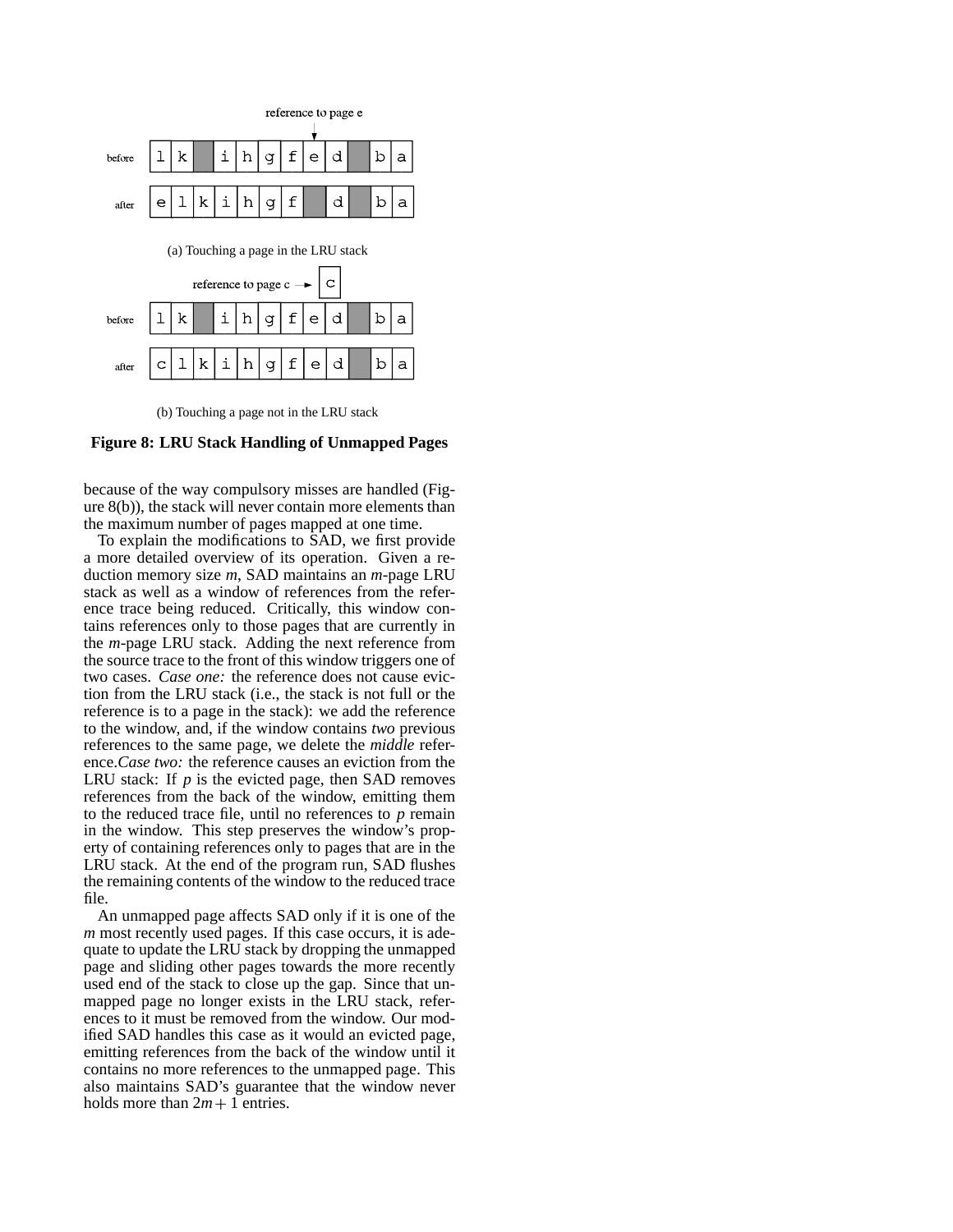reference to page e

before

l k i h g f e d b a

after

e l k i h g f d b a

(a) Touching a page in the LRU stack

reference to page c → c

before

l k i h g f e d b a

after

c l k i h g f e d b a

(b) Touching a page not in the LRU stack

**Figure 8: LRU Stack Handling of Unmapped Pages**

because of the way compulsory misses are handled (Figure 8(b)), the stack will never contain more elements than the maximum number of pages mapped at one time.

To explain the modifications to SAD, we first provide a more detailed overview of its operation. Given a reduction memory size $m$, SAD maintains an $m$-page LRU stack as well as a window of references from the reference trace being reduced. Critically, this window contains references only to those pages that are currently in the $m$-page LRU stack. Adding the next reference from the source trace to the front of this window triggers one of two cases. *Case one:* the reference does not cause eviction from the LRU stack (i.e., the stack is not full or the reference is to a page in the stack): we add the reference to the window, and, if the window contains *two* previous references to the same page, we delete the *middle* reference. *Case two:* the reference causes an eviction from the LRU stack: If $p$ is the evicted page, then SAD removes references from the back of the window, emitting them to the reduced trace file, until no references to $p$ remain in the window. This step preserves the window's property of containing references only to pages that are in the LRU stack. At the end of the program run, SAD flushes the remaining contents of the window to the reduced trace file.

An unmapped page affects SAD only if it is one of the $m$ most recently used pages. If this case occurs, it is adequate to update the LRU stack by dropping the unmapped page and sliding other pages towards the more recently used end of the stack to close up the gap. Since that unmapped page no longer exists in the LRU stack, references to it must be removed from the window. Our modified SAD handles this case as it would an evicted page, emitting references from the back of the window until it contains no more references to the unmapped page. This also maintains SAD's guarantee that the window never holds more than $2m+1$ entries.